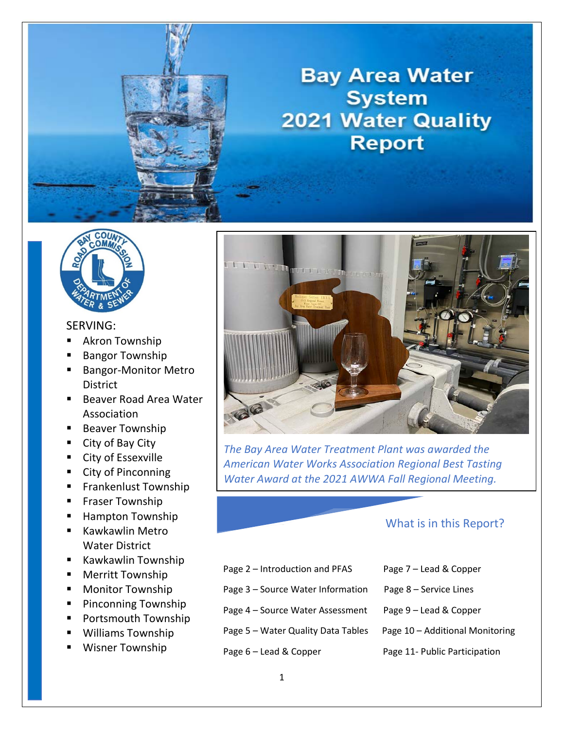# Bay Area Water System 2021 Water Quality Report

SERVING:

- Akron Township
- Bangor Township
- Bangor-Monitor Metro District
- Beaver Road Area Water Association
- Beaver Township
- City of Bay City
- City of Essexville
- City of Pinconning
- Frankenlust Township
- Fraser Township
- Hampton Township
- Kawkawlin Metro Water District
- Kawkawlin Township
- Merritt Township
- Monitor Township
- Pinconning Township
- Portsmouth Township
- Williams Township
- Wisner Township

*The Bay Area Water Treatment Plant was awarded the American Water Works Association Regional Best Tasting Water Award at the 2021 AWWA Fall Regional Meeting.*

## What is in this Report?

- Page 2 – Introduction and PFAS
- Page 3 – Source Water Information
- Page 4 – Source Water Assessment
- Page 5 – Water Quality Data Tables
- Page 6 – Lead & Copper
- Page 7 – Lead & Copper
- Page 8 – Service Lines
- Page 9 – Lead & Copper
- Page 10 – Additional Monitoring
- Page 11- Public Participation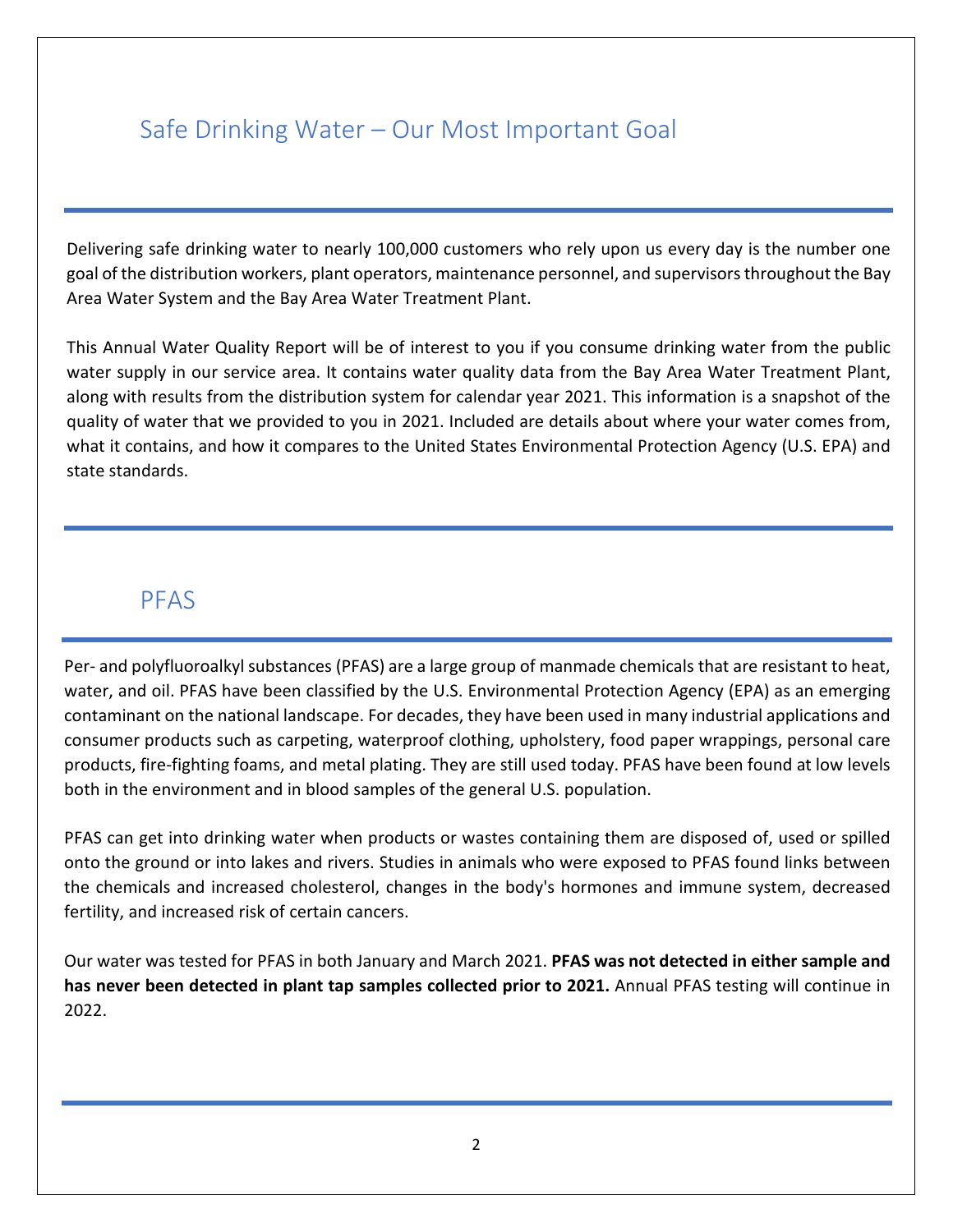# Safe Drinking Water – Our Most Important Goal

Delivering safe drinking water to nearly 100,000 customers who rely upon us every day is the number one goal of the distribution workers, plant operators, maintenance personnel, and supervisors throughout the Bay Area Water System and the Bay Area Water Treatment Plant.

This Annual Water Quality Report will be of interest to you if you consume drinking water from the public water supply in our service area. It contains water quality data from the Bay Area Water Treatment Plant, along with results from the distribution system for calendar year 2021. This information is a snapshot of the quality of water that we provided to you in 2021. Included are details about where your water comes from, what it contains, and how it compares to the United States Environmental Protection Agency (U.S. EPA) and state standards.

# PFAS

Per- and polyfluoroalkyl substances (PFAS) are a large group of manmade chemicals that are resistant to heat, water, and oil. PFAS have been classified by the U.S. Environmental Protection Agency (EPA) as an emerging contaminant on the national landscape. For decades, they have been used in many industrial applications and consumer products such as carpeting, waterproof clothing, upholstery, food paper wrappings, personal care products, fire-fighting foams, and metal plating. They are still used today. PFAS have been found at low levels both in the environment and in blood samples of the general U.S. population.

PFAS can get into drinking water when products or wastes containing them are disposed of, used or spilled onto the ground or into lakes and rivers. Studies in animals who were exposed to PFAS found links between the chemicals and increased cholesterol, changes in the body's hormones and immune system, decreased fertility, and increased risk of certain cancers.

Our water was tested for PFAS in both January and March 2021. **PFAS was not detected in either sample and has never been detected in plant tap samples collected prior to 2021.** Annual PFAS testing will continue in 2022.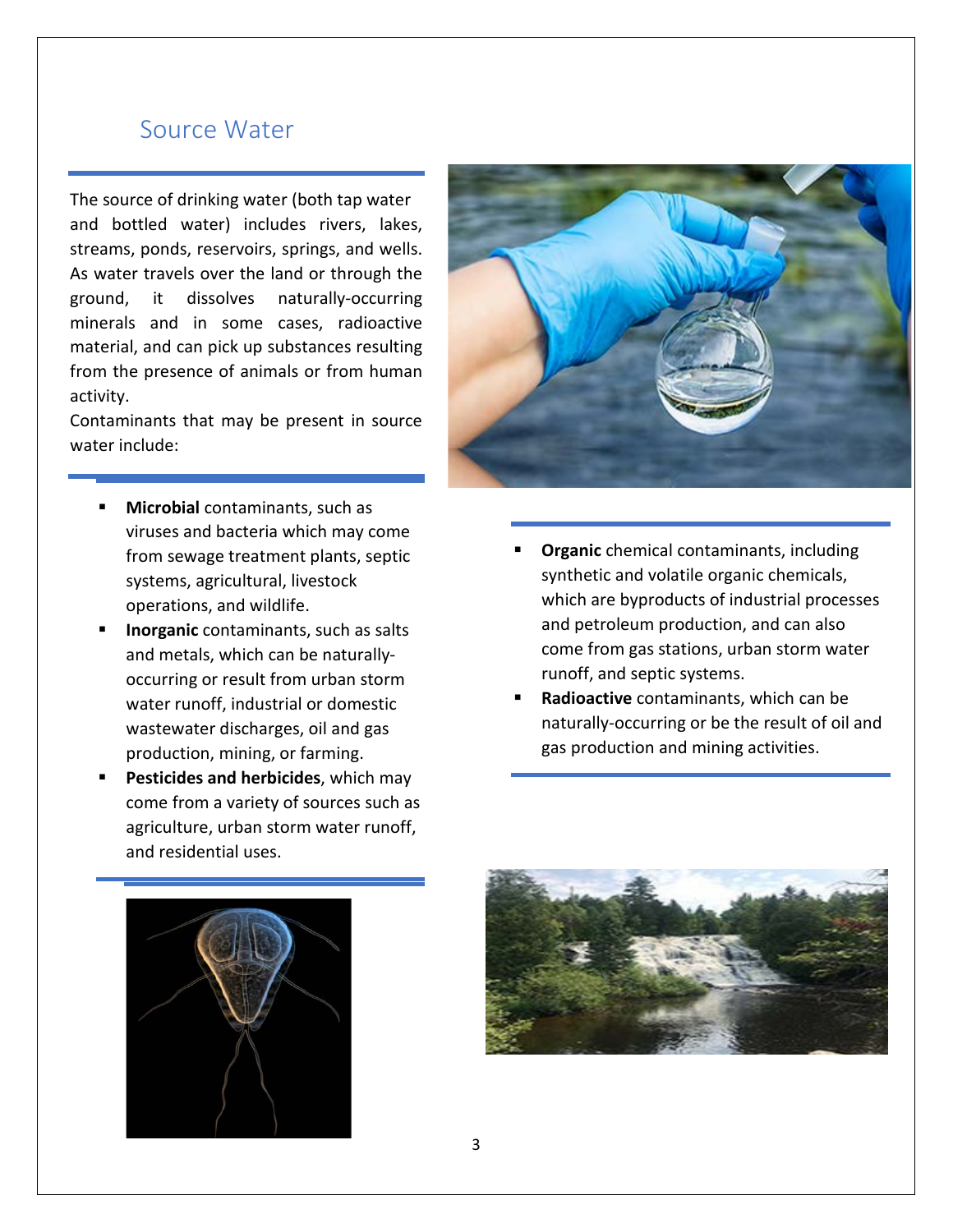## Source Water

The source of drinking water (both tap water and bottled water) includes rivers, lakes, streams, ponds, reservoirs, springs, and wells. As water travels over the land or through the ground, it dissolves naturally-occurring minerals and in some cases, radioactive material, and can pick up substances resulting from the presence of animals or from human activity.

Contaminants that may be present in source water include:

- **Microbial** contaminants, such as viruses and bacteria which may come from sewage treatment plants, septic systems, agricultural, livestock operations, and wildlife.
- **Inorganic** contaminants, such as salts and metals, which can be naturally-occurring or result from urban storm water runoff, industrial or domestic wastewater discharges, oil and gas production, mining, or farming.
- **Pesticides and herbicides**, which may come from a variety of sources such as agriculture, urban storm water runoff, and residential uses.
- **Organic** chemical contaminants, including synthetic and volatile organic chemicals, which are byproducts of industrial processes and petroleum production, and can also come from gas stations, urban storm water runoff, and septic systems.
- **Radioactive** contaminants, which can be naturally-occurring or be the result of oil and gas production and mining activities.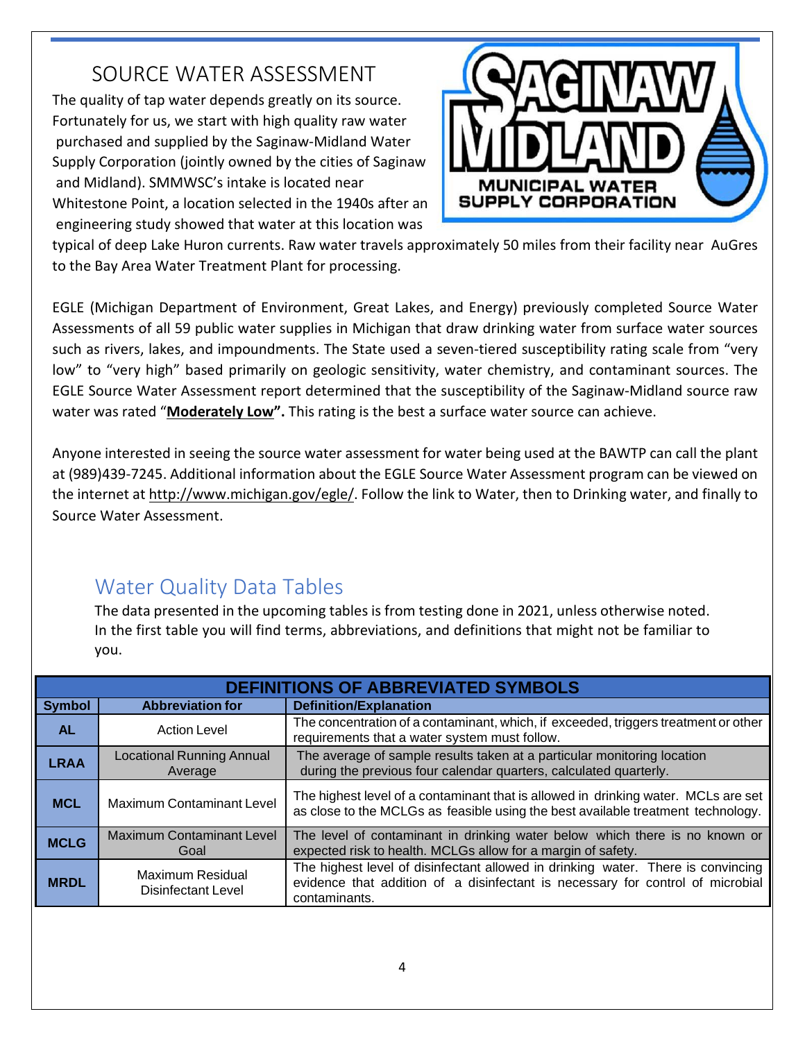## SOURCE WATER ASSESSMENT

The quality of tap water depends greatly on its source. Fortunately for us, we start with high quality raw water purchased and supplied by the Saginaw-Midland Water Supply Corporation (jointly owned by the cities of Saginaw and Midland). SMMWSC's intake is located near Whitestone Point, a location selected in the 1940s after an engineering study showed that water at this location was typical of deep Lake Huron currents. Raw water travels approximately 50 miles from their facility near AuGres to the Bay Area Water Treatment Plant for processing.

EGLE (Michigan Department of Environment, Great Lakes, and Energy) previously completed Source Water Assessments of all 59 public water supplies in Michigan that draw drinking water from surface water sources such as rivers, lakes, and impoundments. The State used a seven-tiered susceptibility rating scale from "very low" to "very high" based primarily on geologic sensitivity, water chemistry, and contaminant sources. The EGLE Source Water Assessment report determined that the susceptibility of the Saginaw-Midland source raw water was rated "**Moderately Low".** This rating is the best a surface water source can achieve.

Anyone interested in seeing the source water assessment for water being used at the BAWTP can call the plant at (989)439-7245. Additional information about the EGLE Source Water Assessment program can be viewed on the internet at http://www.michigan.gov/egle/. Follow the link to Water, then to Drinking water, and finally to Source Water Assessment.

## Water Quality Data Tables

The data presented in the upcoming tables is from testing done in 2021, unless otherwise noted. In the first table you will find terms, abbreviations, and definitions that might not be familiar to you.

| DEFINITIONS OF ABBREVIATED SYMBOLS | | |
|---|---|---|
| **Symbol** | **Abbreviation for** | **Definition/Explanation** |
| **AL** | Action Level | The concentration of a contaminant, which, if exceeded, triggers treatment or other requirements that a water system must follow. |
| **LRAA** | Locational Running Annual Average | The average of sample results taken at a particular monitoring location during the previous four calendar quarters, calculated quarterly. |
| **MCL** | Maximum Contaminant Level | The highest level of a contaminant that is allowed in drinking water. MCLs are set as close to the MCLGs as feasible using the best available treatment technology. |
| **MCLG** | Maximum Contaminant Level Goal | The level of contaminant in drinking water below which there is no known or expected risk to health. MCLGs allow for a margin of safety. |
| **MRDL** | Maximum Residual Disinfectant Level | The highest level of disinfectant allowed in drinking water. There is convincing evidence that addition of a disinfectant is necessary for control of microbial contaminants. |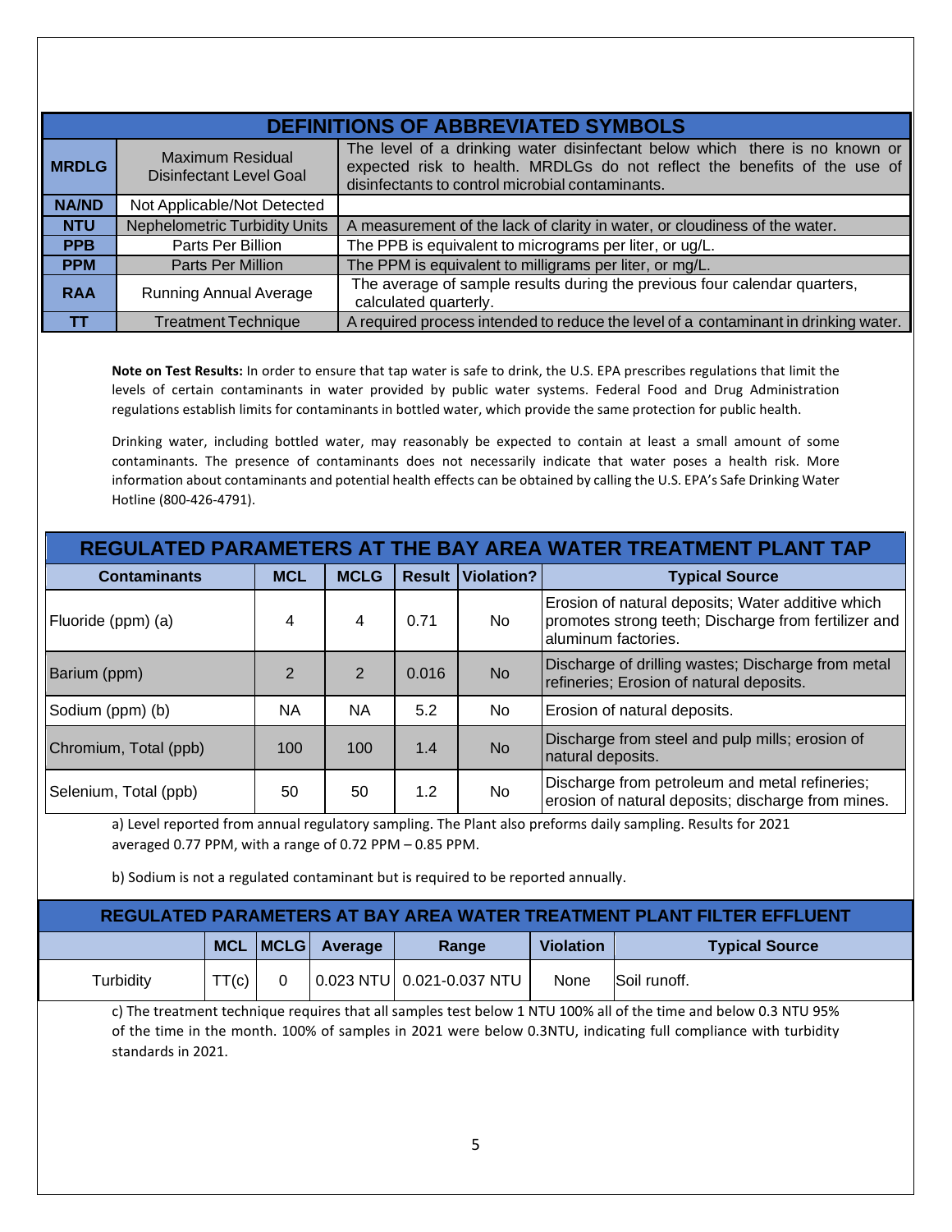| DEFINITIONS OF ABBREVIATED SYMBOLS | | |
|---|---|---|
| **MRDLG** | Maximum Residual Disinfectant Level Goal | The level of a drinking water disinfectant below which there is no known or expected risk to health. MRDLGs do not reflect the benefits of the use of disinfectants to control microbial contaminants. |
| **NA/ND** | Not Applicable/Not Detected | |
| **NTU** | Nephelometric Turbidity Units | A measurement of the lack of clarity in water, or cloudiness of the water. |
| **PPB** | Parts Per Billion | The PPB is equivalent to micrograms per liter, or ug/L. |
| **PPM** | Parts Per Million | The PPM is equivalent to milligrams per liter, or mg/L. |
| **RAA** | Running Annual Average | The average of sample results during the previous four calendar quarters, calculated quarterly. |
| **TT** | Treatment Technique | A required process intended to reduce the level of a contaminant in drinking water. |

**Note on Test Results:** In order to ensure that tap water is safe to drink, the U.S. EPA prescribes regulations that limit the levels of certain contaminants in water provided by public water systems. Federal Food and Drug Administration regulations establish limits for contaminants in bottled water, which provide the same protection for public health.

Drinking water, including bottled water, may reasonably be expected to contain at least a small amount of some contaminants. The presence of contaminants does not necessarily indicate that water poses a health risk. More information about contaminants and potential health effects can be obtained by calling the U.S. EPA's Safe Drinking Water Hotline (800-426-4791).

## REGULATED PARAMETERS AT THE BAY AREA WATER TREATMENT PLANT TAP

| Contaminants | MCL | MCLG | Result | Violation? | Typical Source |
|---|---|---|---|---|---|
| Fluoride (ppm) (a) | 4 | 4 | 0.71 | No | Erosion of natural deposits; Water additive which promotes strong teeth; Discharge from fertilizer and aluminum factories. |
| Barium (ppm) | 2 | 2 | 0.016 | No | Discharge of drilling wastes; Discharge from metal refineries; Erosion of natural deposits. |
| Sodium (ppm) (b) | NA | NA | 5.2 | No | Erosion of natural deposits. |
| Chromium, Total (ppb) | 100 | 100 | 1.4 | No | Discharge from steel and pulp mills; erosion of natural deposits. |
| Selenium, Total (ppb) | 50 | 50 | 1.2 | No | Discharge from petroleum and metal refineries; erosion of natural deposits; discharge from mines. |

a) Level reported from annual regulatory sampling. The Plant also preforms daily sampling. Results for 2021 averaged 0.77 PPM, with a range of 0.72 PPM – 0.85 PPM.

b) Sodium is not a regulated contaminant but is required to be reported annually.

## REGULATED PARAMETERS AT BAY AREA WATER TREATMENT PLANT FILTER EFFLUENT

| | MCL | MCLG | Average | Range | Violation | Typical Source |
|---|---|---|---|---|---|---|
| Turbidity | TT(c) | 0 | 0.023 NTU | 0.021-0.037 NTU | None | Soil runoff. |

c) The treatment technique requires that all samples test below 1 NTU 100% all of the time and below 0.3 NTU 95% of the time in the month. 100% of samples in 2021 were below 0.3NTU, indicating full compliance with turbidity standards in 2021.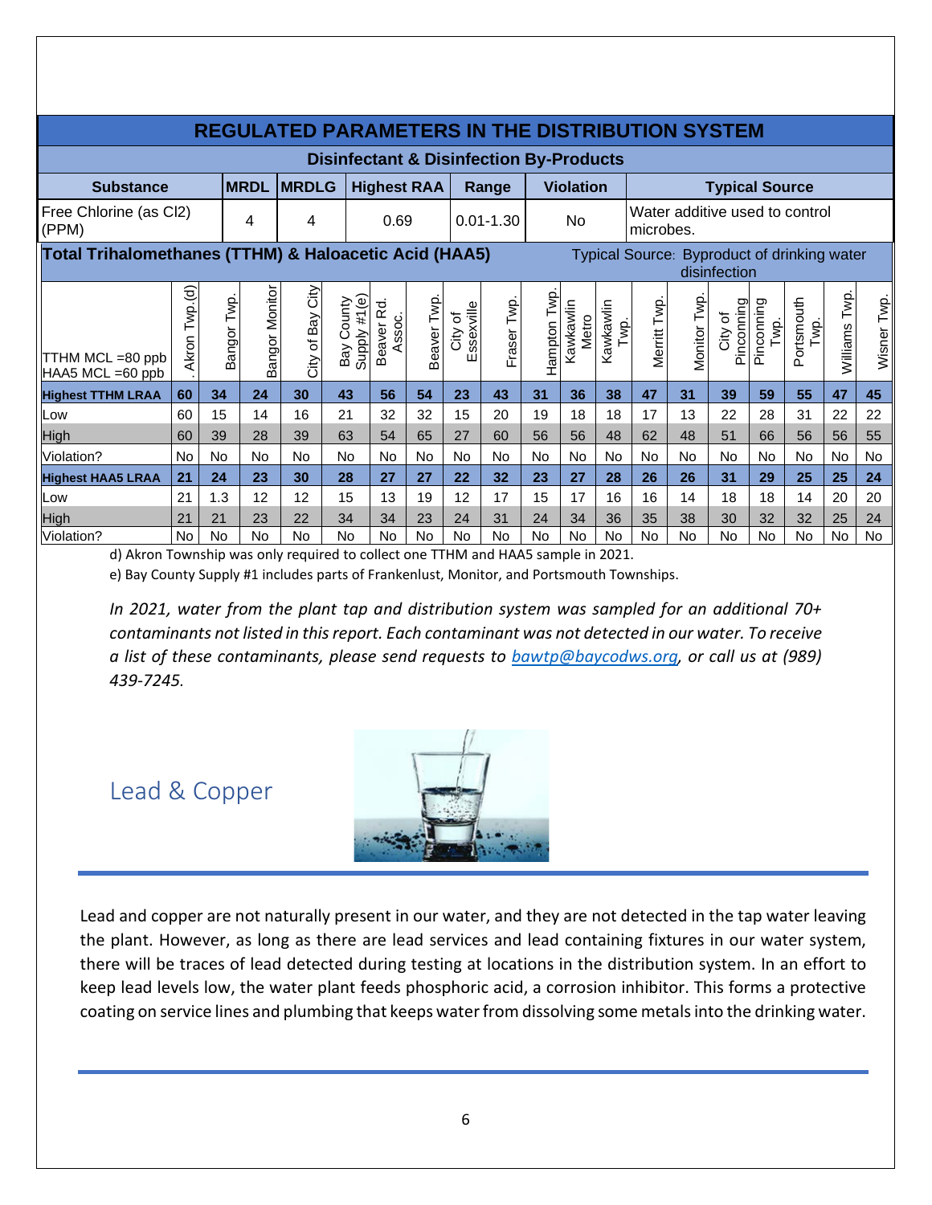## REGULATED PARAMETERS IN THE DISTRIBUTION SYSTEM

### Disinfectant & Disinfection By-Products

| Substance | MRDL | MRDLG | Highest RAA | Range | Violation | Typical Source |
|---|---|---|---|---|---|---|
| Free Chlorine (as Cl2) (PPM) | 4 | 4 | 0.69 | 0.01-1.30 | No | Water additive used to control microbes. |

### Total Trihalomethanes (TTHM) & Haloacetic Acid (HAA5)

Typical Source: Byproduct of drinking water disinfection

| TTHM MCL =80 ppb HAA5 MCL =60 ppb | Akron Twp.(d) | Bangor Twp. | Bangor Monitor | City of Bay City | Bay County Supply #1(e) | Beaver Rd. Assoc. | Beaver Twp. | City of Essexville | Fraser Twp. | Hampton Twp. | Kawkawlin Metro | Kawkawlin Twp. | Merritt Twp. | Monitor Twp. | City of Pinconning | Pinconning Twp. | Portsmouth Twp. | Williams Twp. | Wisner Twp. |
|---|---|---|---|---|---|---|---|---|---|---|---|---|---|---|---|---|---|---|---|
| **Highest TTHM LRAA** | **60** | **34** | **24** | **30** | **43** | **56** | **54** | **23** | **43** | **31** | **36** | **38** | **47** | **31** | **39** | **59** | **55** | **47** | **45** |
| Low | 60 | 15 | 14 | 16 | 21 | 32 | 32 | 15 | 20 | 19 | 18 | 18 | 17 | 13 | 22 | 28 | 31 | 22 | 22 |
| High | 60 | 39 | 28 | 39 | 63 | 54 | 65 | 27 | 60 | 56 | 56 | 48 | 62 | 48 | 51 | 66 | 56 | 56 | 55 |
| Violation? | No | No | No | No | No | No | No | No | No | No | No | No | No | No | No | No | No | No | No |
| **Highest HAA5 LRAA** | **21** | **24** | **23** | **30** | **28** | **27** | **27** | **22** | **32** | **23** | **27** | **28** | **26** | **26** | **31** | **29** | **25** | **25** | **24** |
| Low | 21 | 1.3 | 12 | 12 | 15 | 13 | 19 | 12 | 17 | 15 | 17 | 16 | 16 | 14 | 18 | 18 | 14 | 20 | 20 |
| High | 21 | 21 | 23 | 22 | 34 | 34 | 23 | 24 | 31 | 24 | 34 | 36 | 35 | 38 | 30 | 32 | 32 | 25 | 24 |
| Violation? | No | No | No | No | No | No | No | No | No | No | No | No | No | No | No | No | No | No | No |

d) Akron Township was only required to collect one TTHM and HAA5 sample in 2021.

e) Bay County Supply #1 includes parts of Frankenlust, Monitor, and Portsmouth Townships.

*In 2021, water from the plant tap and distribution system was sampled for an additional 70+ contaminants not listed in this report. Each contaminant was not detected in our water. To receive a list of these contaminants, please send requests to [bawtp@baycodws.org](mailto:bawtp@baycodws.org), or call us at (989) 439-7245.*

## Lead & Copper

Lead and copper are not naturally present in our water, and they are not detected in the tap water leaving the plant. However, as long as there are lead services and lead containing fixtures in our water system, there will be traces of lead detected during testing at locations in the distribution system. In an effort to keep lead levels low, the water plant feeds phosphoric acid, a corrosion inhibitor. This forms a protective coating on service lines and plumbing that keeps water from dissolving some metals into the drinking water.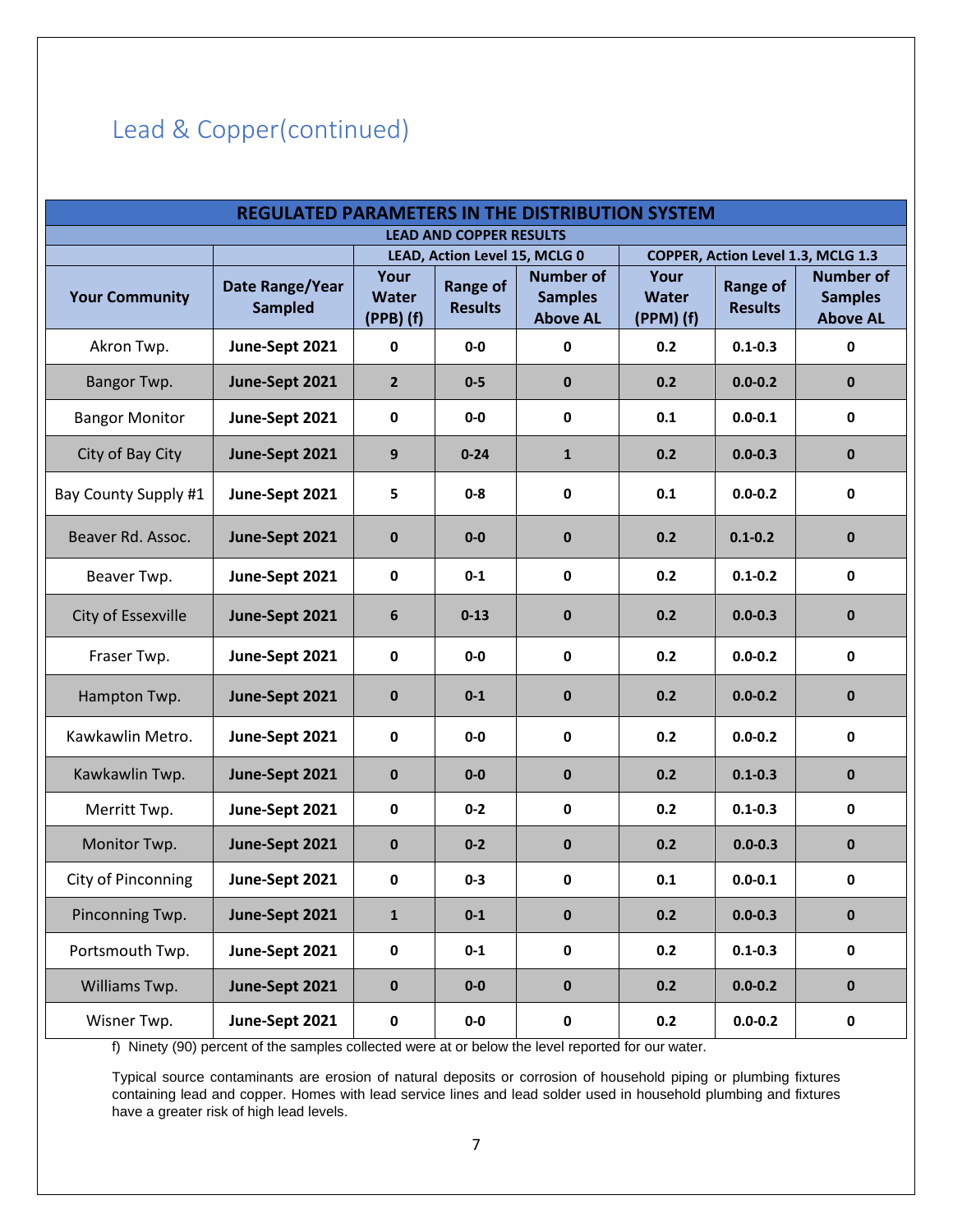## Lead & Copper(continued)

| REGULATED PARAMETERS IN THE DISTRIBUTION SYSTEM | | | | | | | |
|---|---|---|---|---|---|---|---|
| LEAD AND COPPER RESULTS | | | | | | | |
| | | LEAD, Action Level 15, MCLG 0 | | | COPPER, Action Level 1.3, MCLG 1.3 | | |
| Your Community | Date Range/Year Sampled | Your Water (PPB) (f) | Range of Results | Number of Samples Above AL | Your Water (PPM) (f) | Range of Results | Number of Samples Above AL |
| Akron Twp. | June-Sept 2021 | 0 | 0-0 | 0 | 0.2 | 0.1-0.3 | 0 |
| Bangor Twp. | June-Sept 2021 | 2 | 0-5 | 0 | 0.2 | 0.0-0.2 | 0 |
| Bangor Monitor | June-Sept 2021 | 0 | 0-0 | 0 | 0.1 | 0.0-0.1 | 0 |
| City of Bay City | June-Sept 2021 | 9 | 0-24 | 1 | 0.2 | 0.0-0.3 | 0 |
| Bay County Supply #1 | June-Sept 2021 | 5 | 0-8 | 0 | 0.1 | 0.0-0.2 | 0 |
| Beaver Rd. Assoc. | June-Sept 2021 | 0 | 0-0 | 0 | 0.2 | 0.1-0.2 | 0 |
| Beaver Twp. | June-Sept 2021 | 0 | 0-1 | 0 | 0.2 | 0.1-0.2 | 0 |
| City of Essexville | June-Sept 2021 | 6 | 0-13 | 0 | 0.2 | 0.0-0.3 | 0 |
| Fraser Twp. | June-Sept 2021 | 0 | 0-0 | 0 | 0.2 | 0.0-0.2 | 0 |
| Hampton Twp. | June-Sept 2021 | 0 | 0-1 | 0 | 0.2 | 0.0-0.2 | 0 |
| Kawkawlin Metro. | June-Sept 2021 | 0 | 0-0 | 0 | 0.2 | 0.0-0.2 | 0 |
| Kawkawlin Twp. | June-Sept 2021 | 0 | 0-0 | 0 | 0.2 | 0.1-0.3 | 0 |
| Merritt Twp. | June-Sept 2021 | 0 | 0-2 | 0 | 0.2 | 0.1-0.3 | 0 |
| Monitor Twp. | June-Sept 2021 | 0 | 0-2 | 0 | 0.2 | 0.0-0.3 | 0 |
| City of Pinconning | June-Sept 2021 | 0 | 0-3 | 0 | 0.1 | 0.0-0.1 | 0 |
| Pinconning Twp. | June-Sept 2021 | 1 | 0-1 | 0 | 0.2 | 0.0-0.3 | 0 |
| Portsmouth Twp. | June-Sept 2021 | 0 | 0-1 | 0 | 0.2 | 0.1-0.3 | 0 |
| Williams Twp. | June-Sept 2021 | 0 | 0-0 | 0 | 0.2 | 0.0-0.2 | 0 |
| Wisner Twp. | June-Sept 2021 | 0 | 0-0 | 0 | 0.2 | 0.0-0.2 | 0 |

f) Ninety (90) percent of the samples collected were at or below the level reported for our water.

Typical source contaminants are erosion of natural deposits or corrosion of household piping or plumbing fixtures containing lead and copper. Homes with lead service lines and lead solder used in household plumbing and fixtures have a greater risk of high lead levels.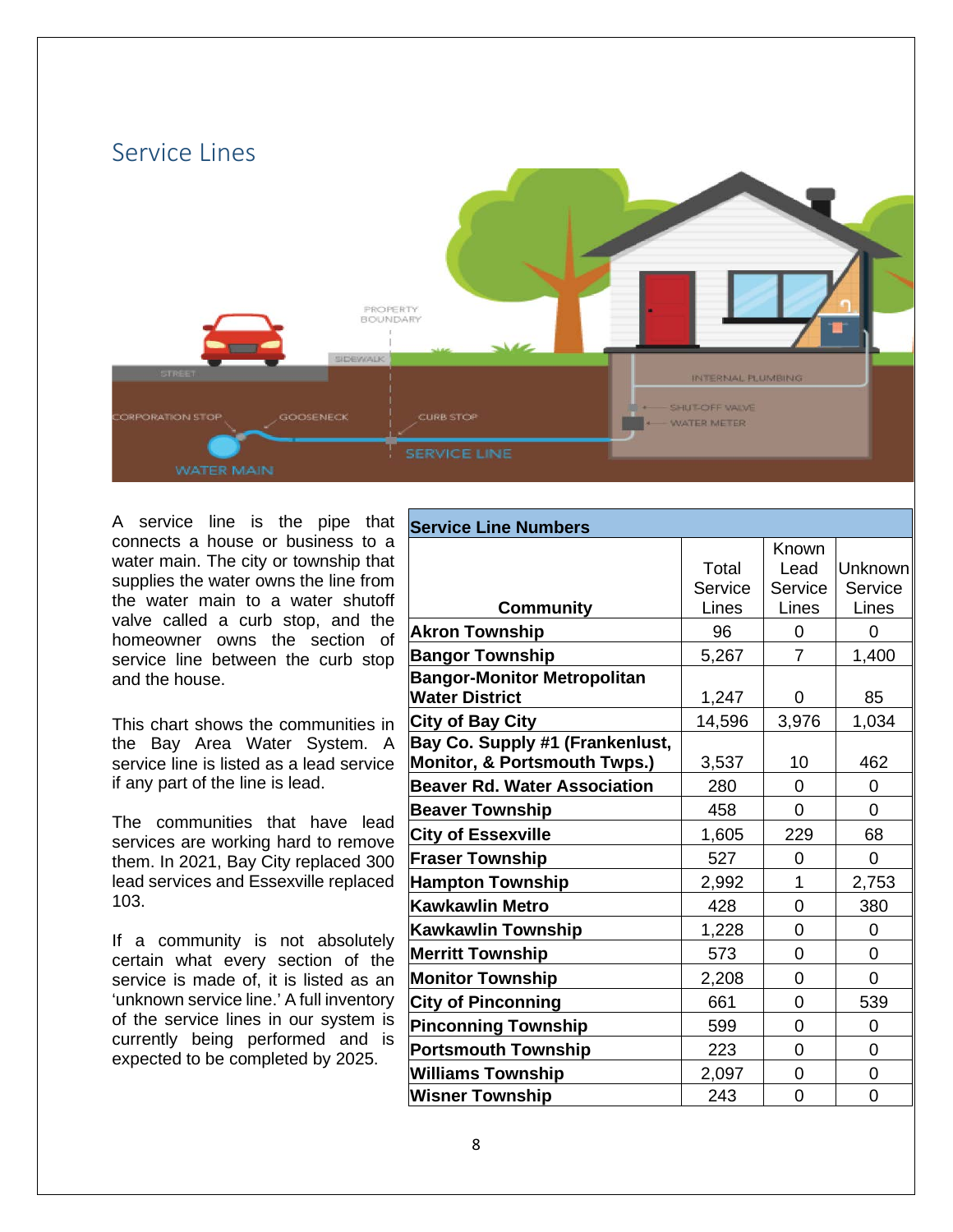## Service Lines

A service line is the pipe that connects a house or business to a water main. The city or township that supplies the water owns the line from the water main to a water shutoff valve called a curb stop, and the homeowner owns the section of service line between the curb stop and the house.

This chart shows the communities in the Bay Area Water System. A service line is listed as a lead service if any part of the line is lead.

The communities that have lead services are working hard to remove them. In 2021, Bay City replaced 300 lead services and Essexville replaced 103.

If a community is not absolutely certain what every section of the service is made of, it is listed as an 'unknown service line.' A full inventory of the service lines in our system is currently being performed and is expected to be completed by 2025.

| Service Line Numbers | | | |
|---|---|---|---|
| **Community** | Total Service Lines | Known Lead Service Lines | Unknown Service Lines |
| **Akron Township** | 96 | 0 | 0 |
| **Bangor Township** | 5,267 | 7 | 1,400 |
| **Bangor-Monitor Metropolitan Water District** | 1,247 | 0 | 85 |
| **City of Bay City** | 14,596 | 3,976 | 1,034 |
| **Bay Co. Supply #1 (Frankenlust, Monitor, & Portsmouth Twps.)** | 3,537 | 10 | 462 |
| **Beaver Rd. Water Association** | 280 | 0 | 0 |
| **Beaver Township** | 458 | 0 | 0 |
| **City of Essexville** | 1,605 | 229 | 68 |
| **Fraser Township** | 527 | 0 | 0 |
| **Hampton Township** | 2,992 | 1 | 2,753 |
| **Kawkawlin Metro** | 428 | 0 | 380 |
| **Kawkawlin Township** | 1,228 | 0 | 0 |
| **Merritt Township** | 573 | 0 | 0 |
| **Monitor Township** | 2,208 | 0 | 0 |
| **City of Pinconning** | 661 | 0 | 539 |
| **Pinconning Township** | 599 | 0 | 0 |
| **Portsmouth Township** | 223 | 0 | 0 |
| **Williams Township** | 2,097 | 0 | 0 |
| **Wisner Township** | 243 | 0 | 0 |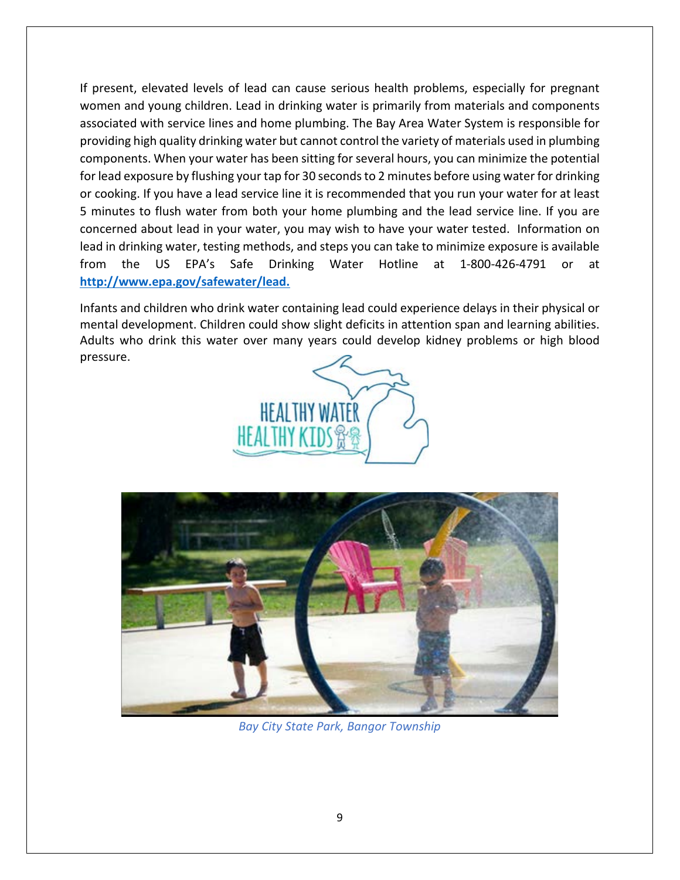If present, elevated levels of lead can cause serious health problems, especially for pregnant women and young children. Lead in drinking water is primarily from materials and components associated with service lines and home plumbing. The Bay Area Water System is responsible for providing high quality drinking water but cannot control the variety of materials used in plumbing components. When your water has been sitting for several hours, you can minimize the potential for lead exposure by flushing your tap for 30 seconds to 2 minutes before using water for drinking or cooking. If you have a lead service line it is recommended that you run your water for at least 5 minutes to flush water from both your home plumbing and the lead service line. If you are concerned about lead in your water, you may wish to have your water tested. Information on lead in drinking water, testing methods, and steps you can take to minimize exposure is available from the US EPA's Safe Drinking Water Hotline at 1-800-426-4791 or at **http://www.epa.gov/safewater/lead.**

Infants and children who drink water containing lead could experience delays in their physical or mental development. Children could show slight deficits in attention span and learning abilities. Adults who drink this water over many years could develop kidney problems or high blood pressure.

HEALTHY WATER HEALTHY KIDS

*Bay City State Park, Bangor Township*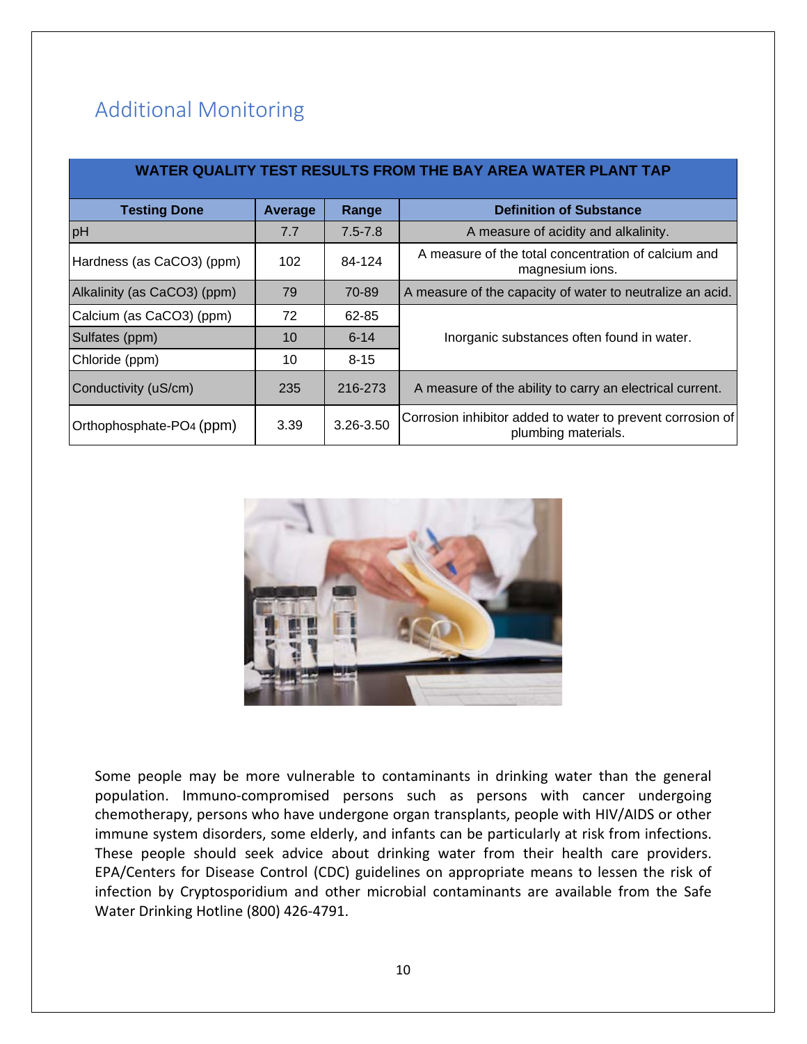## Additional Monitoring

| WATER QUALITY TEST RESULTS FROM THE BAY AREA WATER PLANT TAP | | | |
|---|---|---|---|
| **Testing Done** | **Average** | **Range** | **Definition of Substance** |
| pH | 7.7 | 7.5-7.8 | A measure of acidity and alkalinity. |
| Hardness (as $CaCO_3$) (ppm) | 102 | 84-124 | A measure of the total concentration of calcium and magnesium ions. |
| Alkalinity (as $CaCO_3$) (ppm) | 79 | 70-89 | A measure of the capacity of water to neutralize an acid. |
| Calcium (as $CaCO_3$) (ppm) | 72 | 62-85 | Inorganic substances often found in water. |
| Sulfates (ppm) | 10 | 6-14 | |
| Chloride (ppm) | 10 | 8-15 | |
| Conductivity (uS/cm) | 235 | 216-273 | A measure of the ability to carry an electrical current. |
| Orthophosphate-$PO_4$ (ppm) | 3.39 | 3.26-3.50 | Corrosion inhibitor added to water to prevent corrosion of plumbing materials. |

Some people may be more vulnerable to contaminants in drinking water than the general population. Immuno-compromised persons such as persons with cancer undergoing chemotherapy, persons who have undergone organ transplants, people with HIV/AIDS or other immune system disorders, some elderly, and infants can be particularly at risk from infections. These people should seek advice about drinking water from their health care providers. EPA/Centers for Disease Control (CDC) guidelines on appropriate means to lessen the risk of infection by Cryptosporidium and other microbial contaminants are available from the Safe Water Drinking Hotline (800) 426-4791.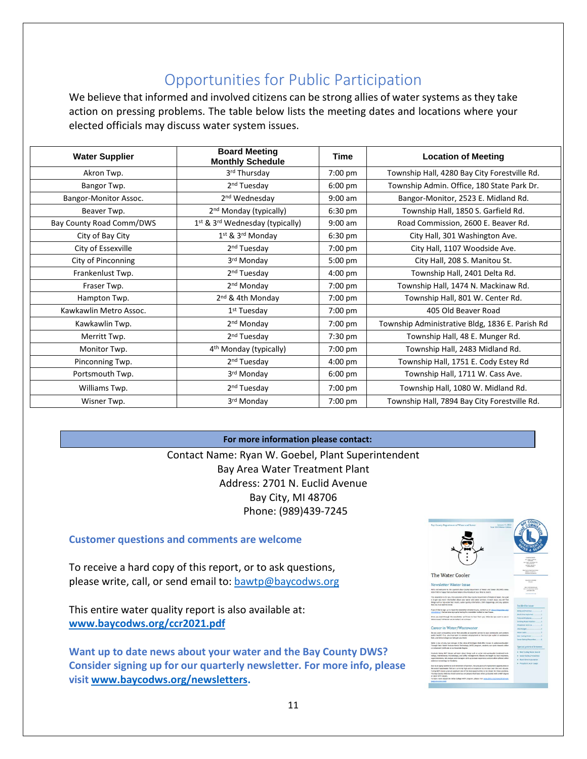## Opportunities for Public Participation

We believe that informed and involved citizens can be strong allies of water systems as they take action on pressing problems. The table below lists the meeting dates and locations where your elected officials may discuss water system issues.

| Water Supplier | Board Meeting Monthly Schedule | Time | Location of Meeting |
|---|---|---|---|
| Akron Twp. | 3rd Thursday | 7:00 pm | Township Hall, 4280 Bay City Forestville Rd. |
| Bangor Twp. | 2nd Tuesday | 6:00 pm | Township Admin. Office, 180 State Park Dr. |
| Bangor-Monitor Assoc. | 2nd Wednesday | 9:00 am | Bangor-Monitor, 2523 E. Midland Rd. |
| Beaver Twp. | 2nd Monday (typically) | 6:30 pm | Township Hall, 1850 S. Garfield Rd. |
| Bay County Road Comm/DWS | 1st & 3rd Wednesday (typically) | 9:00 am | Road Commission, 2600 E. Beaver Rd. |
| City of Bay City | 1st & 3rd Monday | 6:30 pm | City Hall, 301 Washington Ave. |
| City of Essexville | 2nd Tuesday | 7:00 pm | City Hall, 1107 Woodside Ave. |
| City of Pinconning | 3rd Monday | 5:00 pm | City Hall, 208 S. Manitou St. |
| Frankenlust Twp. | 2nd Tuesday | 4:00 pm | Township Hall, 2401 Delta Rd. |
| Fraser Twp. | 2nd Monday | 7:00 pm | Township Hall, 1474 N. Mackinaw Rd. |
| Hampton Twp. | 2nd & 4th Monday | 7:00 pm | Township Hall, 801 W. Center Rd. |
| Kawkawlin Metro Assoc. | 1st Tuesday | 7:00 pm | 405 Old Beaver Road |
| Kawkawlin Twp. | 2nd Monday | 7:00 pm | Township Administrative Bldg, 1836 E. Parish Rd |
| Merritt Twp. | 2nd Tuesday | 7:30 pm | Township Hall, 48 E. Munger Rd. |
| Monitor Twp. | 4th Monday (typically) | 7:00 pm | Township Hall, 2483 Midland Rd. |
| Pinconning Twp. | 2nd Tuesday | 4:00 pm | Township Hall, 1751 E. Cody Estey Rd |
| Portsmouth Twp. | 3rd Monday | 6:00 pm | Township Hall, 1711 W. Cass Ave. |
| Williams Twp. | 2nd Tuesday | 7:00 pm | Township Hall, 1080 W. Midland Rd. |
| Wisner Twp. | 3rd Monday | 7:00 pm | Township Hall, 7894 Bay City Forestville Rd. |

**For more information please contact:**

Contact Name: Ryan W. Goebel, Plant Superintendent
Bay Area Water Treatment Plant
Address: 2701 N. Euclid Avenue
Bay City, MI 48706
Phone: (989)439-7245

**Customer questions and comments are welcome**

To receive a hard copy of this report, or to ask questions, please write, call, or send email to: bawtp@baycodws.org

This entire water quality report is also available at:
**www.baycodws.org/ccr2021.pdf**

**Want up to date news about your water and the Bay County DWS? Consider signing up for our quarterly newsletter. For more info, please visit www.baycodws.org/newsletters.**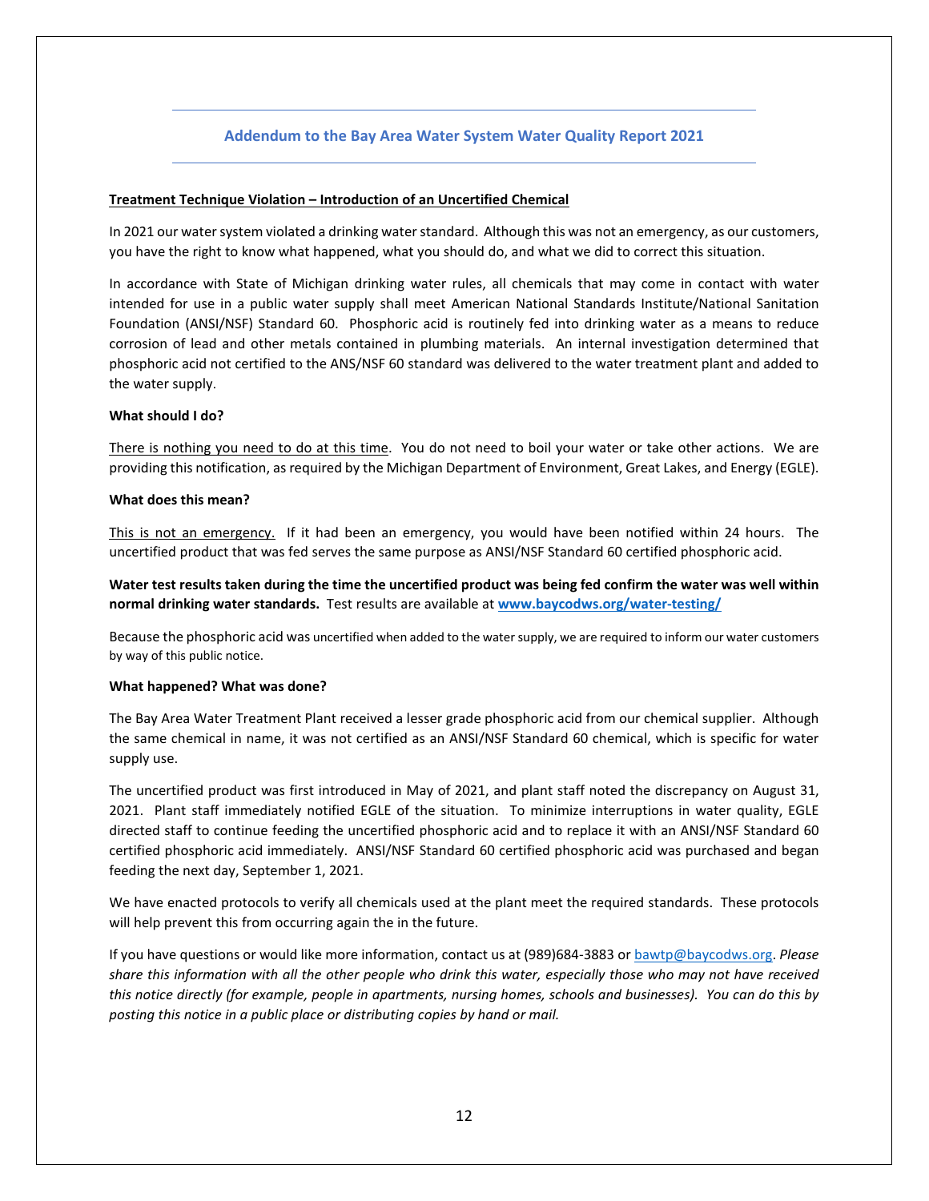## Addendum to the Bay Area Water System Water Quality Report 2021

**Treatment Technique Violation – Introduction of an Uncertified Chemical**

In 2021 our water system violated a drinking water standard. Although this was not an emergency, as our customers, you have the right to know what happened, what you should do, and what we did to correct this situation.

In accordance with State of Michigan drinking water rules, all chemicals that may come in contact with water intended for use in a public water supply shall meet American National Standards Institute/National Sanitation Foundation (ANSI/NSF) Standard 60. Phosphoric acid is routinely fed into drinking water as a means to reduce corrosion of lead and other metals contained in plumbing materials. An internal investigation determined that phosphoric acid not certified to the ANS/NSF 60 standard was delivered to the water treatment plant and added to the water supply.

**What should I do?**

There is nothing you need to do at this time. You do not need to boil your water or take other actions. We are providing this notification, as required by the Michigan Department of Environment, Great Lakes, and Energy (EGLE).

**What does this mean?**

This is not an emergency. If it had been an emergency, you would have been notified within 24 hours. The uncertified product that was fed serves the same purpose as ANSI/NSF Standard 60 certified phosphoric acid.

**Water test results taken during the time the uncertified product was being fed confirm the water was well within normal drinking water standards.** Test results are available at **www.baycodws.org/water-testing/**

Because the phosphoric acid was uncertified when added to the water supply, we are required to inform our water customers by way of this public notice.

**What happened? What was done?**

The Bay Area Water Treatment Plant received a lesser grade phosphoric acid from our chemical supplier. Although the same chemical in name, it was not certified as an ANSI/NSF Standard 60 chemical, which is specific for water supply use.

The uncertified product was first introduced in May of 2021, and plant staff noted the discrepancy on August 31, 2021. Plant staff immediately notified EGLE of the situation. To minimize interruptions in water quality, EGLE directed staff to continue feeding the uncertified phosphoric acid and to replace it with an ANSI/NSF Standard 60 certified phosphoric acid immediately. ANSI/NSF Standard 60 certified phosphoric acid was purchased and began feeding the next day, September 1, 2021.

We have enacted protocols to verify all chemicals used at the plant meet the required standards. These protocols will help prevent this from occurring again the in the future.

If you have questions or would like more information, contact us at (989)684-3883 or bawtp@baycodws.org. *Please share this information with all the other people who drink this water, especially those who may not have received this notice directly (for example, people in apartments, nursing homes, schools and businesses). You can do this by posting this notice in a public place or distributing copies by hand or mail.*